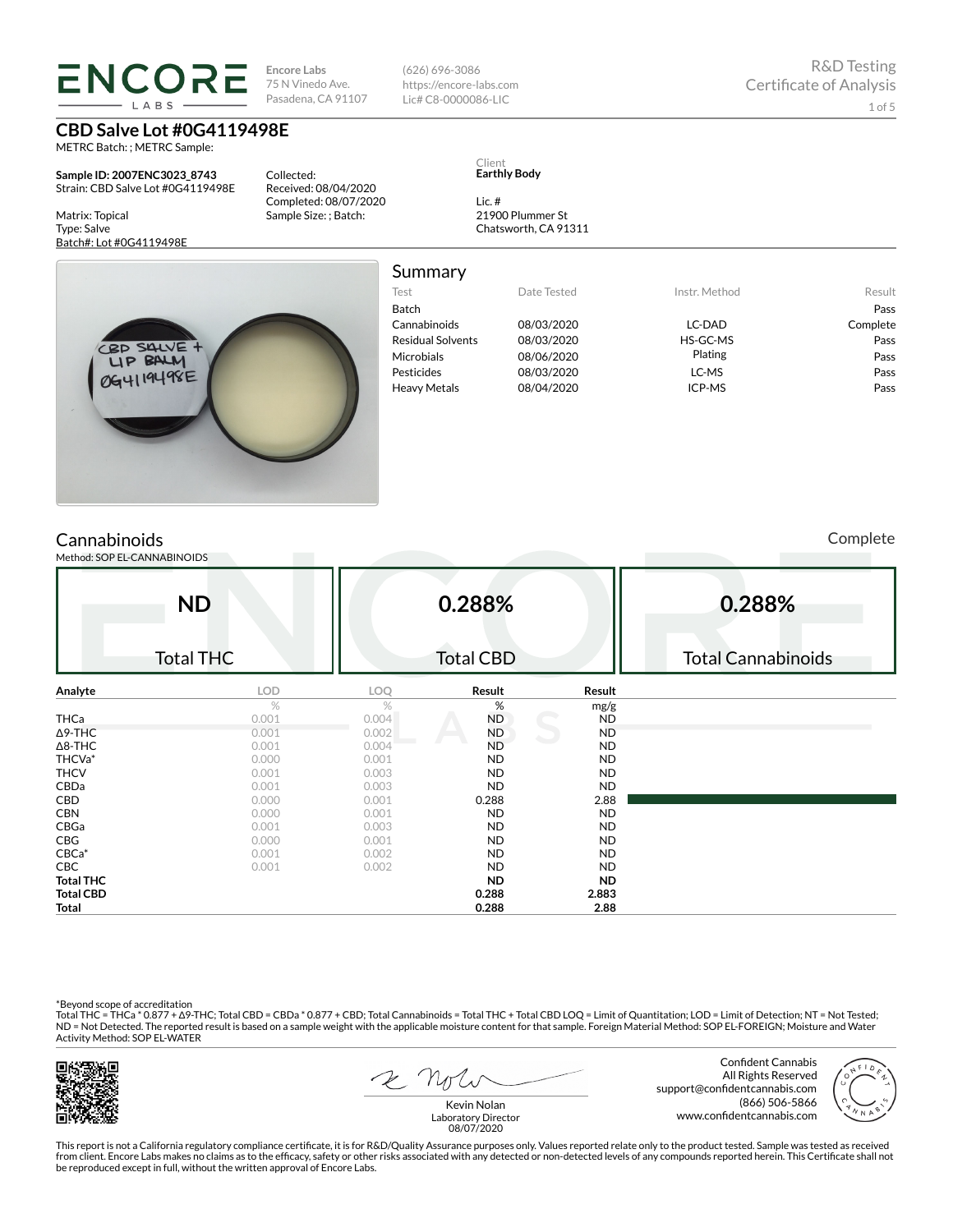ENCORE LABS

Encore Labs
75 N Vinedo Ave.
Pasadena, CA 91107

(626) 696-3086
https://encore-labs.com
Lic# C8-0000086-LIC

R&D Testing
Certificate of Analysis

# CBD Salve Lot #0G4119498E

METRC Batch: ; METRC Sample:

**Sample ID: 2007ENC3023_8743**
Strain: CBD Salve Lot #0G4119498E

Matrix: Topical
Type: Salve
Batch#: Lot #0G4119498E

Collected:
Received: 08/04/2020
Completed: 08/07/2020
Sample Size: ; Batch:

Client
**Earthly Body**

Lic. #
21900 Plummer St
Chatsworth, CA 91311

## Summary

| Test | Date Tested | Instr. Method | Result |
|---|---|---|---|
| Batch | | | Pass |
| Cannabinoids | 08/03/2020 | LC-DAD | Complete |
| Residual Solvents | 08/03/2020 | HS-GC-MS | Pass |
| Microbials | 08/06/2020 | Plating | Pass |
| Pesticides | 08/03/2020 | LC-MS | Pass |
| Heavy Metals | 08/04/2020 | ICP-MS | Pass |

## Cannabinoids

Complete

Method: SOP EL-CANNABINOIDS

| ND | 0.288% | 0.288% |
|---|---|---|
| Total THC | Total CBD | Total Cannabinoids |

| Analyte | LOD | LOQ | Result | Result |
|---|---|---|---|---|
| | % | % | % | mg/g |
| THCa | 0.001 | 0.004 | ND | ND |
| Δ9-THC | 0.001 | 0.002 | ND | ND |
| Δ8-THC | 0.001 | 0.004 | ND | ND |
| THCVa* | 0.000 | 0.001 | ND | ND |
| THCV | 0.001 | 0.003 | ND | ND |
| CBDa | 0.001 | 0.003 | ND | ND |
| CBD | 0.000 | 0.001 | 0.288 | 2.88 |
| CBN | 0.000 | 0.001 | ND | ND |
| CBGa | 0.001 | 0.003 | ND | ND |
| CBG | 0.000 | 0.001 | ND | ND |
| CBCa* | 0.001 | 0.002 | ND | ND |
| CBC | 0.001 | 0.002 | ND | ND |
| **Total THC** | | | **ND** | **ND** |
| **Total CBD** | | | **0.288** | **2.883** |
| **Total** | | | **0.288** | **2.88** |

*Beyond scope of accreditation
Total THC = THCa * 0.877 + Δ9-THC; Total CBD = CBDa * 0.877 + CBD; Total Cannabinoids = Total THC + Total CBD LOQ = Limit of Quantitation; LOD = Limit of Detection; NT = Not Tested; ND = Not Detected. The reported result is based on a sample weight with the applicable moisture content for that sample. Foreign Material Method: SOP EL-FOREIGN; Moisture and Water Activity Method: SOP EL-WATER

Kevin Nolan
Laboratory Director
08/07/2020

Confident Cannabis
All Rights Reserved
support@confidentcannabis.com
(866) 506-5866
www.confidentcannabis.com

This report is not a California regulatory compliance certificate, it is for R&D/Quality Assurance purposes only. Values reported relate only to the product tested. Sample was tested as received from client. Encore Labs makes no claims as to the efficacy, safety or other risks associated with any detected or non-detected levels of any compounds reported herein. This Certificate shall not be reproduced except in full, without the written approval of Encore Labs.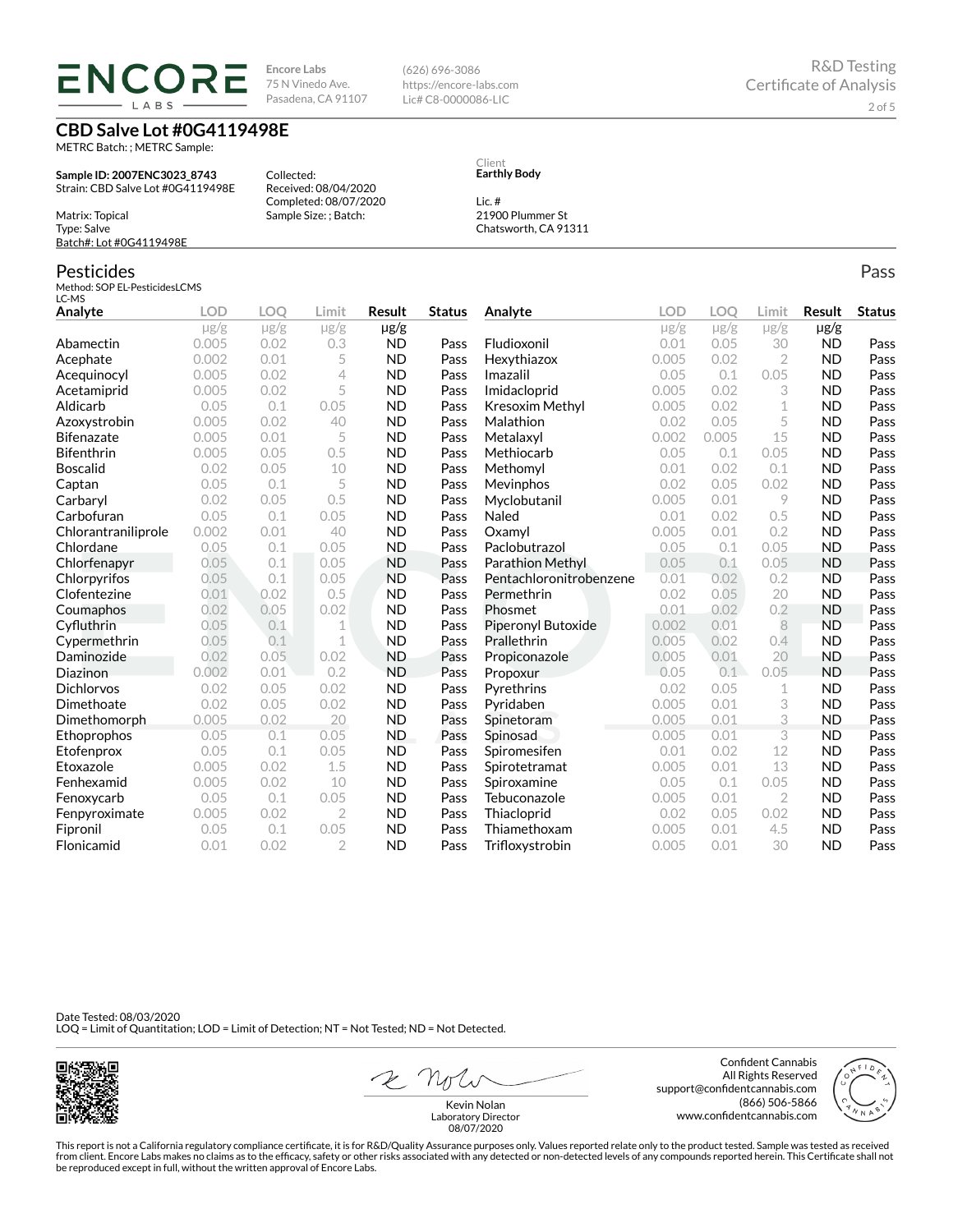**ENCORE LABS**

Encore Labs
75 N Vinedo Ave.
Pasadena, CA 91107

(626) 696-3086
https://encore-labs.com
Lic# C8-0000086-LIC

R&D Testing
Certificate of Analysis

## CBD Salve Lot #0G4119498E

METRC Batch: ; METRC Sample:

**Sample ID: 2007ENC3023_8743**
Strain: CBD Salve Lot #0G4119498E

Matrix: Topical
Type: Salve
Batch#: Lot #0G4119498E

Collected:
Received: 08/04/2020
Completed: 08/07/2020
Sample Size: ; Batch:

Client
**Earthly Body**

Lic. #
21900 Plummer St
Chatsworth, CA 91311

## Pesticides

Pass

Method: SOP EL-PesticidesLCMS
LC-MS

| Analyte | LOD | LOQ | Limit | Result | Status |
|---|---|---|---|---|---|
| | μg/g | μg/g | μg/g | μg/g | |
| Abamectin | 0.005 | 0.02 | 0.3 | ND | Pass |
| Acephate | 0.002 | 0.01 | 5 | ND | Pass |
| Acequinocyl | 0.005 | 0.02 | 4 | ND | Pass |
| Acetamiprid | 0.005 | 0.02 | 5 | ND | Pass |
| Aldicarb | 0.05 | 0.1 | 0.05 | ND | Pass |
| Azoxystrobin | 0.005 | 0.02 | 40 | ND | Pass |
| Bifenazate | 0.005 | 0.01 | 5 | ND | Pass |
| Bifenthrin | 0.005 | 0.05 | 0.5 | ND | Pass |
| Boscalid | 0.02 | 0.05 | 10 | ND | Pass |
| Captan | 0.05 | 0.1 | 5 | ND | Pass |
| Carbaryl | 0.02 | 0.05 | 0.5 | ND | Pass |
| Carbofuran | 0.05 | 0.1 | 0.05 | ND | Pass |
| Chlorantraniliprole | 0.002 | 0.01 | 40 | ND | Pass |
| Chlordane | 0.05 | 0.1 | 0.05 | ND | Pass |
| Chlorfenapyr | 0.05 | 0.1 | 0.05 | ND | Pass |
| Chlorpyrifos | 0.05 | 0.1 | 0.05 | ND | Pass |
| Clofentezine | 0.01 | 0.02 | 0.5 | ND | Pass |
| Coumaphos | 0.02 | 0.05 | 0.02 | ND | Pass |
| Cyfluthrin | 0.05 | 0.1 | 1 | ND | Pass |
| Cypermethrin | 0.05 | 0.1 | 1 | ND | Pass |
| Daminozide | 0.02 | 0.05 | 0.02 | ND | Pass |
| Diazinon | 0.002 | 0.01 | 0.2 | ND | Pass |
| Dichlorvos | 0.02 | 0.05 | 0.02 | ND | Pass |
| Dimethoate | 0.02 | 0.05 | 0.02 | ND | Pass |
| Dimethomorph | 0.005 | 0.02 | 20 | ND | Pass |
| Ethoprophos | 0.05 | 0.1 | 0.05 | ND | Pass |
| Etofenprox | 0.05 | 0.1 | 0.05 | ND | Pass |
| Etoxazole | 0.005 | 0.02 | 1.5 | ND | Pass |
| Fenhexamid | 0.005 | 0.02 | 10 | ND | Pass |
| Fenoxycarb | 0.05 | 0.1 | 0.05 | ND | Pass |
| Fenpyroximate | 0.005 | 0.02 | 2 | ND | Pass |
| Fipronil | 0.05 | 0.1 | 0.05 | ND | Pass |
| Flonicamid | 0.01 | 0.02 | 2 | ND | Pass |
| Fludioxonil | 0.01 | 0.05 | 30 | ND | Pass |
| Hexythiazox | 0.005 | 0.02 | 2 | ND | Pass |
| Imazalil | 0.05 | 0.1 | 0.05 | ND | Pass |
| Imidacloprid | 0.005 | 0.02 | 3 | ND | Pass |
| Kresoxim Methyl | 0.005 | 0.02 | 1 | ND | Pass |
| Malathion | 0.02 | 0.05 | 5 | ND | Pass |
| Metalaxyl | 0.002 | 0.005 | 15 | ND | Pass |
| Methiocarb | 0.05 | 0.1 | 0.05 | ND | Pass |
| Methomyl | 0.01 | 0.02 | 0.1 | ND | Pass |
| Mevinphos | 0.02 | 0.05 | 0.02 | ND | Pass |
| Myclobutanil | 0.005 | 0.01 | 9 | ND | Pass |
| Naled | 0.01 | 0.02 | 0.5 | ND | Pass |
| Oxamyl | 0.005 | 0.01 | 0.2 | ND | Pass |
| Paclobutrazol | 0.05 | 0.1 | 0.05 | ND | Pass |
| Parathion Methyl | 0.05 | 0.1 | 0.05 | ND | Pass |
| Pentachloronitrobenzene | 0.01 | 0.02 | 0.2 | ND | Pass |
| Permethrin | 0.02 | 0.05 | 20 | ND | Pass |
| Phosmet | 0.01 | 0.02 | 0.2 | ND | Pass |
| Piperonyl Butoxide | 0.002 | 0.01 | 8 | ND | Pass |
| Prallethrin | 0.005 | 0.02 | 0.4 | ND | Pass |
| Propiconazole | 0.005 | 0.01 | 20 | ND | Pass |
| Propoxur | 0.05 | 0.1 | 0.05 | ND | Pass |
| Pyrethrins | 0.02 | 0.05 | 1 | ND | Pass |
| Pyridaben | 0.005 | 0.01 | 3 | ND | Pass |
| Spinetoram | 0.005 | 0.01 | 3 | ND | Pass |
| Spinosad | 0.005 | 0.01 | 3 | ND | Pass |
| Spiromesifen | 0.01 | 0.02 | 12 | ND | Pass |
| Spirotetramat | 0.005 | 0.01 | 13 | ND | Pass |
| Spiroxamine | 0.05 | 0.1 | 0.05 | ND | Pass |
| Tebuconazole | 0.005 | 0.01 | 2 | ND | Pass |
| Thiacloprid | 0.02 | 0.05 | 0.02 | ND | Pass |
| Thiamethoxam | 0.005 | 0.01 | 4.5 | ND | Pass |
| Trifloxystrobin | 0.005 | 0.01 | 30 | ND | Pass |

Date Tested: 08/03/2020
LOQ = Limit of Quantitation; LOD = Limit of Detection; NT = Not Tested; ND = Not Detected.

Kevin Nolan
Laboratory Director
08/07/2020

Confident Cannabis
All Rights Reserved
support@confidentcannabis.com
(866) 506-5866
www.confidentcannabis.com

This report is not a California regulatory compliance certificate, it is for R&D/Quality Assurance purposes only. Values reported relate only to the product tested. Sample was tested as received from client. Encore Labs makes no claims as to the efficacy, safety or other risks associated with any detected or non-detected levels of any compounds reported herein. This Certificate shall not be reproduced except in full, without the written approval of Encore Labs.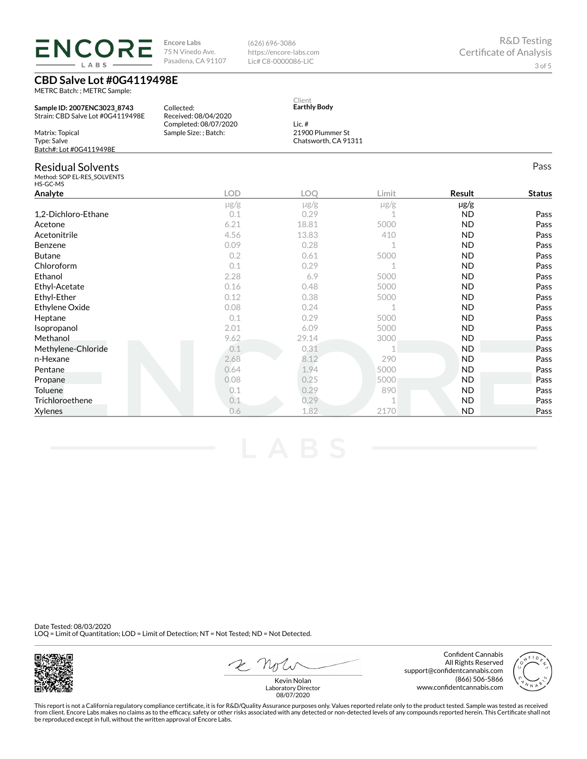**Encore Labs**
75 N Vinedo Ave.
Pasadena, CA 91107

(626) 696-3086
https://encore-labs.com
Lic# C8-0000086-LIC

R&D Testing
Certificate of Analysis

# CBD Salve Lot #0G4119498E

METRC Batch: ; METRC Sample:

**Sample ID: 2007ENC3023_8743**
Strain: CBD Salve Lot #0G4119498E

Matrix: Topical
Type: Salve
Batch#: Lot #0G4119498E

Collected:
Received: 08/04/2020
Completed: 08/07/2020
Sample Size: ; Batch:

Client
**Earthly Body**

Lic. #
21900 Plummer St
Chatsworth, CA 91311

## Residual Solvents

Pass

Method: SOP EL-RES_SOLVENTS
HS-GC-MS

| Analyte | LOD | LOQ | Limit | Result | Status |
|---|---|---|---|---|---|
| | µg/g | µg/g | µg/g | µg/g | |
| 1,2-Dichloro-Ethane | 0.1 | 0.29 | 1 | ND | Pass |
| Acetone | 6.21 | 18.81 | 5000 | ND | Pass |
| Acetonitrile | 4.56 | 13.83 | 410 | ND | Pass |
| Benzene | 0.09 | 0.28 | 1 | ND | Pass |
| Butane | 0.2 | 0.61 | 5000 | ND | Pass |
| Chloroform | 0.1 | 0.29 | 1 | ND | Pass |
| Ethanol | 2.28 | 6.9 | 5000 | ND | Pass |
| Ethyl-Acetate | 0.16 | 0.48 | 5000 | ND | Pass |
| Ethyl-Ether | 0.12 | 0.38 | 5000 | ND | Pass |
| Ethylene Oxide | 0.08 | 0.24 | 1 | ND | Pass |
| Heptane | 0.1 | 0.29 | 5000 | ND | Pass |
| Isopropanol | 2.01 | 6.09 | 5000 | ND | Pass |
| Methanol | 9.62 | 29.14 | 3000 | ND | Pass |
| Methylene-Chloride | 0.1 | 0.31 | 1 | ND | Pass |
| n-Hexane | 2.68 | 8.12 | 290 | ND | Pass |
| Pentane | 0.64 | 1.94 | 5000 | ND | Pass |
| Propane | 0.08 | 0.25 | 5000 | ND | Pass |
| Toluene | 0.1 | 0.29 | 890 | ND | Pass |
| Trichloroethene | 0.1 | 0.29 | 1 | ND | Pass |
| Xylenes | 0.6 | 1.82 | 2170 | ND | Pass |

Date Tested: 08/03/2020
LOQ = Limit of Quantitation; LOD = Limit of Detection; NT = Not Tested; ND = Not Detected.

Kevin Nolan
Laboratory Director
08/07/2020

Confident Cannabis
All Rights Reserved
support@confidentcannabis.com
(866) 506-5866
www.confidentcannabis.com

This report is not a California regulatory compliance certificate, it is for R&D/Quality Assurance purposes only. Values reported relate only to the product tested. Sample was tested as received from client. Encore Labs makes no claims as to the efficacy, safety or other risks associated with any detected or non-detected levels of any compounds reported herein. This Certificate shall not be reproduced except in full, without the written approval of Encore Labs.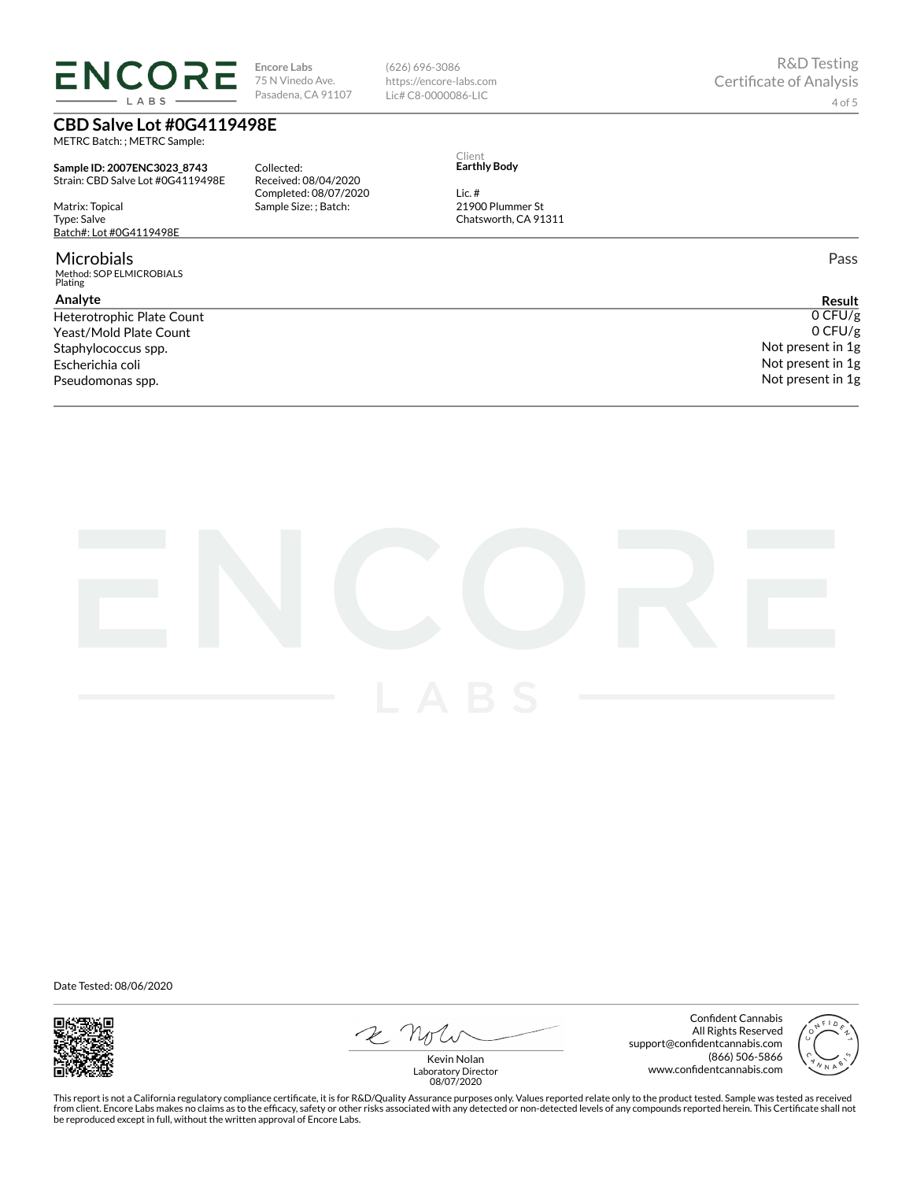Encore Labs
75 N Vinedo Ave.
Pasadena, CA 91107

(626) 696-3086
https://encore-labs.com
Lic# C8-0000086-LIC

R&D Testing
Certificate of Analysis

# CBD Salve Lot #0G4119498E

METRC Batch: ; METRC Sample:

**Sample ID: 2007ENC3023_8743**
Strain: CBD Salve Lot #0G4119498E

Matrix: Topical
Type: Salve
Batch#: Lot #0G4119498E

Collected:
Received: 08/04/2020
Completed: 08/07/2020
Sample Size: ; Batch:

Client
**Earthly Body**

Lic. #
21900 Plummer St
Chatsworth, CA 91311

## Microbials

Pass

Method: SOP ELMICROBIALS
Plating

| Analyte | Result |
|---|---|
| Heterotrophic Plate Count | 0 CFU/g |
| Yeast/Mold Plate Count | 0 CFU/g |
| Staphylococcus spp. | Not present in 1g |
| Escherichia coli | Not present in 1g |
| Pseudomonas spp. | Not present in 1g |

Date Tested: 08/06/2020

Kevin Nolan
Laboratory Director
08/07/2020

Confident Cannabis
All Rights Reserved
support@confidentcannabis.com
(866) 506-5866
www.confidentcannabis.com

This report is not a California regulatory compliance certificate, it is for R&D/Quality Assurance purposes only. Values reported relate only to the product tested. Sample was tested as received from client. Encore Labs makes no claims as to the efficacy, safety or other risks associated with any detected or non-detected levels of any compounds reported herein. This Certificate shall not be reproduced except in full, without the written approval of Encore Labs.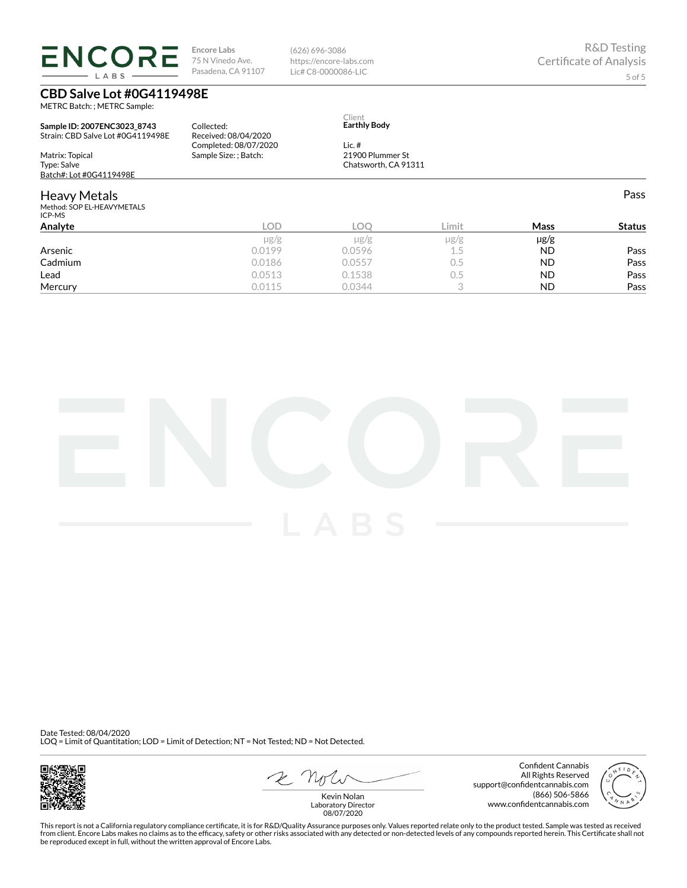Encore Labs
75 N Vinedo Ave.
Pasadena, CA 91107

(626) 696-3086
https://encore-labs.com
Lic# C8-0000086-LIC

R&D Testing
Certificate of Analysis

## CBD Salve Lot #0G4119498E

METRC Batch: ; METRC Sample:

**Sample ID: 2007ENC3023_8743**
Strain: CBD Salve Lot #0G4119498E

Matrix: Topical
Type: Salve
Batch#: Lot #0G4119498E

Collected:
Received: 08/04/2020
Completed: 08/07/2020
Sample Size: ; Batch:

Client
**Earthly Body**

Lic. #
21900 Plummer St
Chatsworth, CA 91311

### Heavy Metals

Pass

Method: SOP EL-HEAVYMETALS
ICP-MS

| Analyte | LOD | LOQ | Limit | Mass | Status |
|---|---|---|---|---|---|
| | μg/g | μg/g | μg/g | μg/g | |
| Arsenic | 0.0199 | 0.0596 | 1.5 | ND | Pass |
| Cadmium | 0.0186 | 0.0557 | 0.5 | ND | Pass |
| Lead | 0.0513 | 0.1538 | 0.5 | ND | Pass |
| Mercury | 0.0115 | 0.0344 | 3 | ND | Pass |

Date Tested: 08/04/2020
LOQ = Limit of Quantitation; LOD = Limit of Detection; NT = Not Tested; ND = Not Detected.

Kevin Nolan
Laboratory Director
08/07/2020

Confident Cannabis
All Rights Reserved
support@confidentcannabis.com
(866) 506-5866
www.confidentcannabis.com

This report is not a California regulatory compliance certificate, it is for R&D/Quality Assurance purposes only. Values reported relate only to the product tested. Sample was tested as received from client. Encore Labs makes no claims as to the efficacy, safety or other risks associated with any detected or non-detected levels of any compounds reported herein. This Certificate shall not be reproduced except in full, without the written approval of Encore Labs.